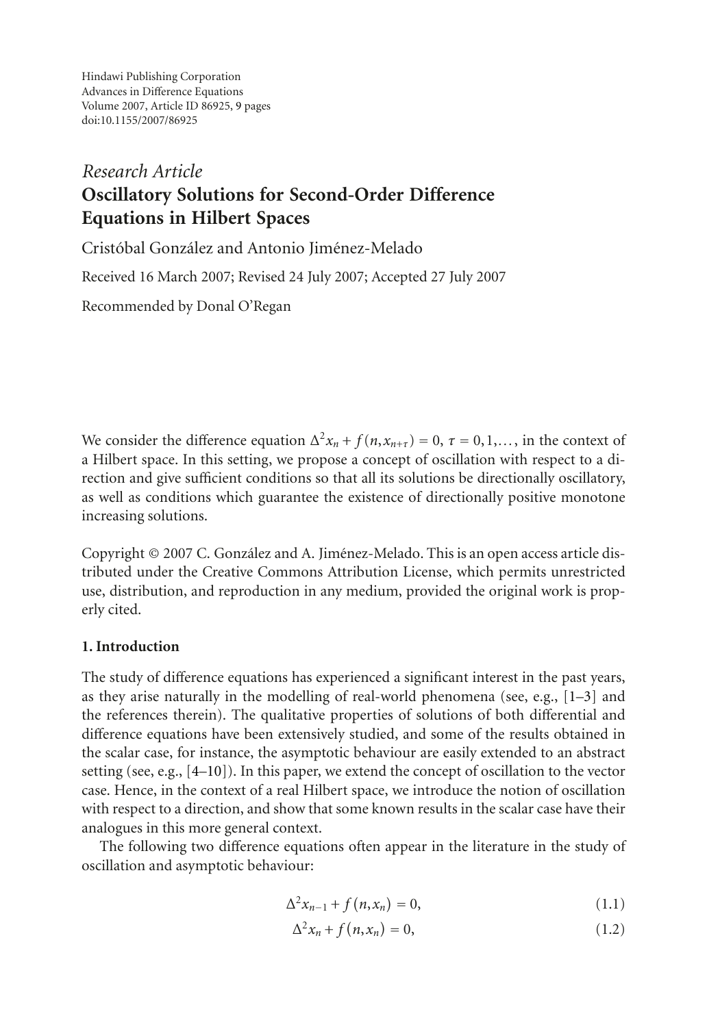Hindawi Publishing Corporation
Advances in Difference Equations
Volume 2007, Article ID 86925, 9 pages
doi:10.1155/2007/86925

*Research Article*

# Oscillatory Solutions for Second-Order Difference Equations in Hilbert Spaces

Cristóbal González and Antonio Jiménez-Melado

Received 16 March 2007; Revised 24 July 2007; Accepted 27 July 2007

Recommended by Donal O'Regan

We consider the difference equation $\Delta^2 x_n + f(n, x_{n+\tau}) = 0$, $\tau = 0, 1, \ldots$, in the context of a Hilbert space. In this setting, we propose a concept of oscillation with respect to a direction and give sufficient conditions so that all its solutions be directionally oscillatory, as well as conditions which guarantee the existence of directionally positive monotone increasing solutions.

Copyright © 2007 C. González and A. Jiménez-Melado. This is an open access article distributed under the Creative Commons Attribution License, which permits unrestricted use, distribution, and reproduction in any medium, provided the original work is properly cited.

## 1. Introduction

The study of difference equations has experienced a significant interest in the past years, as they arise naturally in the modelling of real-world phenomena (see, e.g., [1–3] and the references therein). The qualitative properties of solutions of both differential and difference equations have been extensively studied, and some of the results obtained in the scalar case, for instance, the asymptotic behaviour are easily extended to an abstract setting (see, e.g., [4–10]). In this paper, we extend the concept of oscillation to the vector case. Hence, in the context of a real Hilbert space, we introduce the notion of oscillation with respect to a direction, and show that some known results in the scalar case have their analogues in this more general context.

The following two difference equations often appear in the literature in the study of oscillation and asymptotic behaviour:

$$\Delta^2 x_{n-1} + f(n, x_n) = 0, \tag{1.1}$$

$$\Delta^2 x_n + f(n, x_n) = 0, \tag{1.2}$$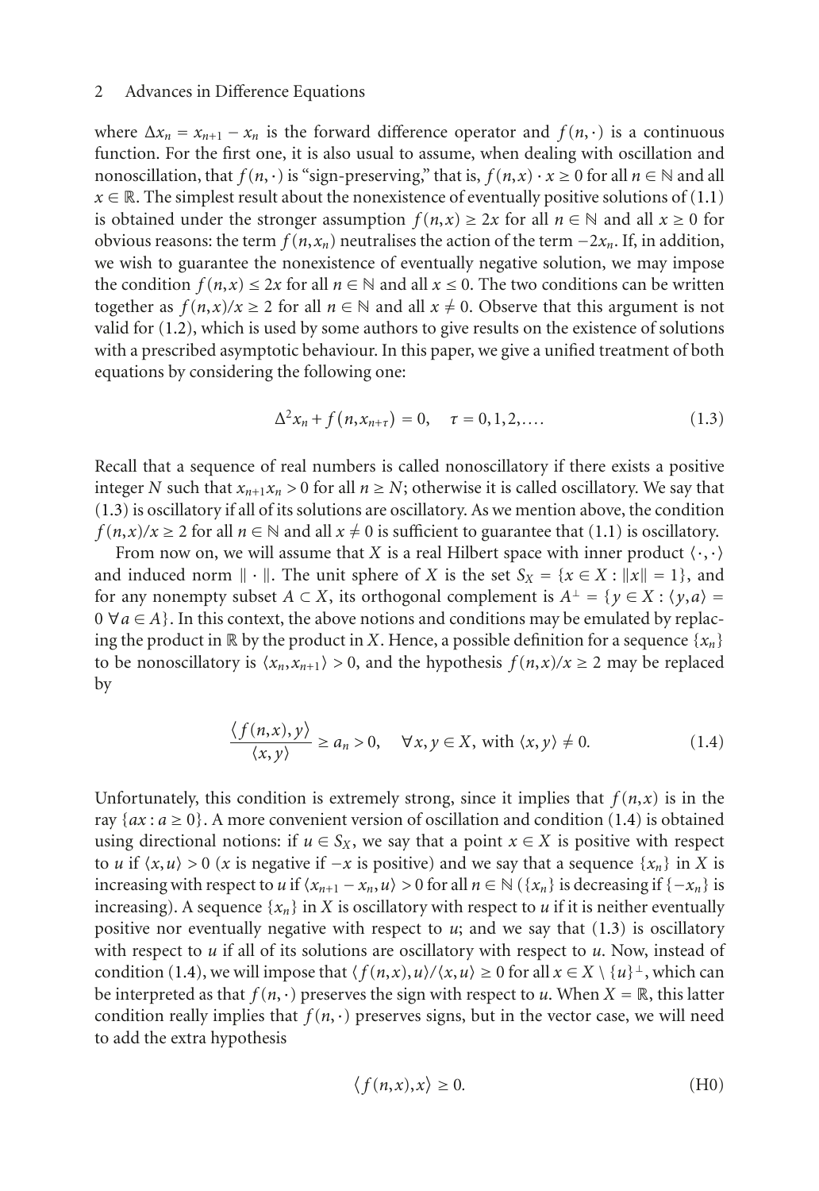where $\Delta x_n = x_{n+1} - x_n$ is the forward difference operator and $f(n,\cdot)$ is a continuous function. For the first one, it is also usual to assume, when dealing with oscillation and nonoscillation, that $f(n,\cdot)$ is "sign-preserving," that is, $f(n,x)\cdot x \geq 0$ for all $n \in \mathbb{N}$ and all $x \in \mathbb{R}$. The simplest result about the nonexistence of eventually positive solutions of (1.1) is obtained under the stronger assumption $f(n,x) \geq 2x$ for all $n \in \mathbb{N}$ and all $x \geq 0$ for obvious reasons: the term $f(n,x_n)$ neutralises the action of the term $-2x_n$. If, in addition, we wish to guarantee the nonexistence of eventually negative solution, we may impose the condition $f(n,x) \leq 2x$ for all $n \in \mathbb{N}$ and all $x \leq 0$. The two conditions can be written together as $f(n,x)/x \geq 2$ for all $n \in \mathbb{N}$ and all $x \neq 0$. Observe that this argument is not valid for (1.2), which is used by some authors to give results on the existence of solutions with a prescribed asymptotic behaviour. In this paper, we give a unified treatment of both equations by considering the following one:

$$\Delta^2 x_n + f(n, x_{n+\tau}) = 0, \quad \tau = 0,1,2,\ldots. \tag{1.3}$$

Recall that a sequence of real numbers is called nonoscillatory if there exists a positive integer $N$ such that $x_{n+1}x_n > 0$ for all $n \geq N$; otherwise it is called oscillatory. We say that (1.3) is oscillatory if all of its solutions are oscillatory. As we mention above, the condition $f(n,x)/x \geq 2$ for all $n \in \mathbb{N}$ and all $x \neq 0$ is sufficient to guarantee that (1.1) is oscillatory.

From now on, we will assume that $X$ is a real Hilbert space with inner product $\langle \cdot,\cdot \rangle$ and induced norm $\|\cdot\|$. The unit sphere of $X$ is the set $S_X = \{x \in X : \|x\| = 1\}$, and for any nonempty subset $A \subset X$, its orthogonal complement is $A^\perp = \{y \in X : \langle y, a\rangle = 0 \ \forall a \in A\}$. In this context, the above notions and conditions may be emulated by replacing the product in $\mathbb{R}$ by the product in $X$. Hence, a possible definition for a sequence $\{x_n\}$ to be nonoscillatory is $\langle x_n, x_{n+1}\rangle > 0$, and the hypothesis $f(n,x)/x \geq 2$ may be replaced by

$$\frac{\langle f(n,x), y\rangle}{\langle x, y\rangle} \geq a_n > 0, \quad \forall x, y \in X, \text{ with } \langle x, y\rangle \neq 0. \tag{1.4}$$

Unfortunately, this condition is extremely strong, since it implies that $f(n,x)$ is in the ray $\{ax : a \geq 0\}$. A more convenient version of oscillation and condition (1.4) is obtained using directional notions: if $u \in S_X$, we say that a point $x \in X$ is positive with respect to $u$ if $\langle x, u\rangle > 0$ ($x$ is negative if $-x$ is positive) and we say that a sequence $\{x_n\}$ in $X$ is increasing with respect to $u$ if $\langle x_{n+1} - x_n, u\rangle > 0$ for all $n \in \mathbb{N}$ ($\{x_n\}$ is decreasing if $\{-x_n\}$ is increasing). A sequence $\{x_n\}$ in $X$ is oscillatory with respect to $u$ if it is neither eventually positive nor eventually negative with respect to $u$; and we say that (1.3) is oscillatory with respect to $u$ if all of its solutions are oscillatory with respect to $u$. Now, instead of condition (1.4), we will impose that $\langle f(n,x), u\rangle / \langle x, u\rangle \geq 0$ for all $x \in X \setminus \{u\}^\perp$, which can be interpreted as that $f(n,\cdot)$ preserves the sign with respect to $u$. When $X = \mathbb{R}$, this latter condition really implies that $f(n,\cdot)$ preserves signs, but in the vector case, we will need to add the extra hypothesis

$$\langle f(n,x), x\rangle \geq 0. \tag{H0}$$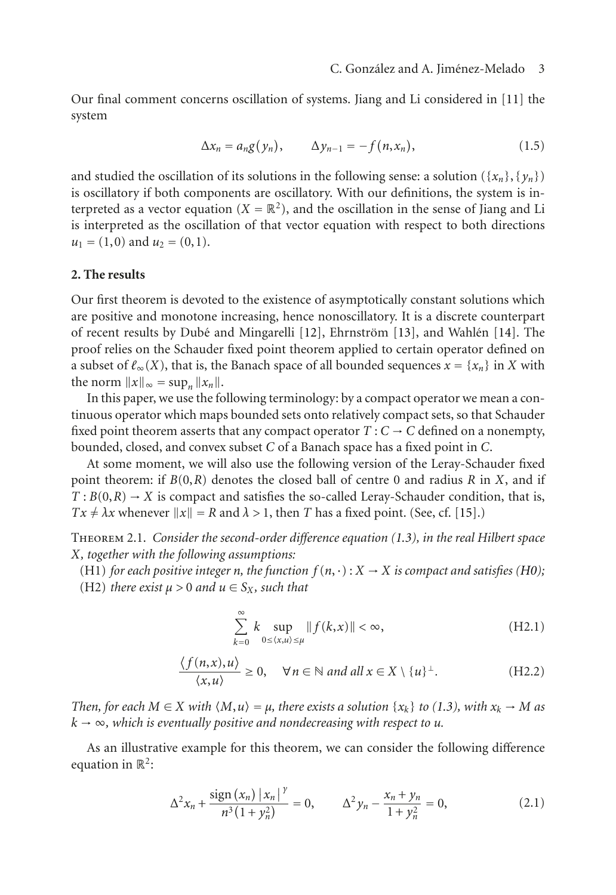Our final comment concerns oscillation of systems. Jiang and Li considered in [11] the system

$$\Delta x_n = a_n g(y_n), \qquad \Delta y_{n-1} = -f(n, x_n), \tag{1.5}$$

and studied the oscillation of its solutions in the following sense: a solution $(\{x_n\}, \{y_n\})$ is oscillatory if both components are oscillatory. With our definitions, the system is interpreted as a vector equation ($X = \mathbb{R}^2$), and the oscillation in the sense of Jiang and Li is interpreted as the oscillation of that vector equation with respect to both directions $u_1 = (1,0)$ and $u_2 = (0,1)$.

## 2. The results

Our first theorem is devoted to the existence of asymptotically constant solutions which are positive and monotone increasing, hence nonoscillatory. It is a discrete counterpart of recent results by Dubé and Mingarelli [12], Ehrnström [13], and Wahlén [14]. The proof relies on the Schauder fixed point theorem applied to certain operator defined on a subset of $\ell_\infty(X)$, that is, the Banach space of all bounded sequences $x = \{x_n\}$ in $X$ with the norm $\|x\|_\infty = \sup_n \|x_n\|$.

In this paper, we use the following terminology: by a compact operator we mean a continuous operator which maps bounded sets onto relatively compact sets, so that Schauder fixed point theorem asserts that any compact operator $T : C \to C$ defined on a nonempty, bounded, closed, and convex subset $C$ of a Banach space has a fixed point in $C$.

At some moment, we will also use the following version of the Leray-Schauder fixed point theorem: if $B(0,R)$ denotes the closed ball of centre 0 and radius $R$ in $X$, and if $T : B(0,R) \to X$ is compact and satisfies the so-called Leray-Schauder condition, that is, $Tx \neq \lambda x$ whenever $\|x\| = R$ and $\lambda > 1$, then $T$ has a fixed point. (See, cf. [15].)

Theorem 2.1. *Consider the second-order difference equation (1.3), in the real Hilbert space $X$, together with the following assumptions:*

(H1) *for each positive integer $n$, the function $f(n,\cdot) : X \to X$ is compact and satisfies (H0);*

(H2) *there exist $\mu > 0$ and $u \in S_X$, such that*

$$\sum_{k=0}^{\infty} k \sup_{0 \le \langle x,u\rangle \le \mu} \|f(k,x)\| < \infty, \tag{H2.1}$$

$$\frac{\langle f(n,x), u\rangle}{\langle x,u\rangle} \ge 0, \quad \forall n \in \mathbb{N} \text{ and all } x \in X \setminus \{u\}^\perp. \tag{H2.2}$$

*Then, for each $M \in X$ with $\langle M, u\rangle = \mu$, there exists a solution $\{x_k\}$ to (1.3), with $x_k \to M$ as $k \to \infty$, which is eventually positive and nondecreasing with respect to $u$.*

As an illustrative example for this theorem, we can consider the following difference equation in $\mathbb{R}^2$:

$$\Delta^2 x_n + \frac{\operatorname{sign}(x_n)\,|x_n|^\gamma}{n^3(1+y_n^2)} = 0, \qquad \Delta^2 y_n - \frac{x_n + y_n}{1+y_n^2} = 0, \tag{2.1}$$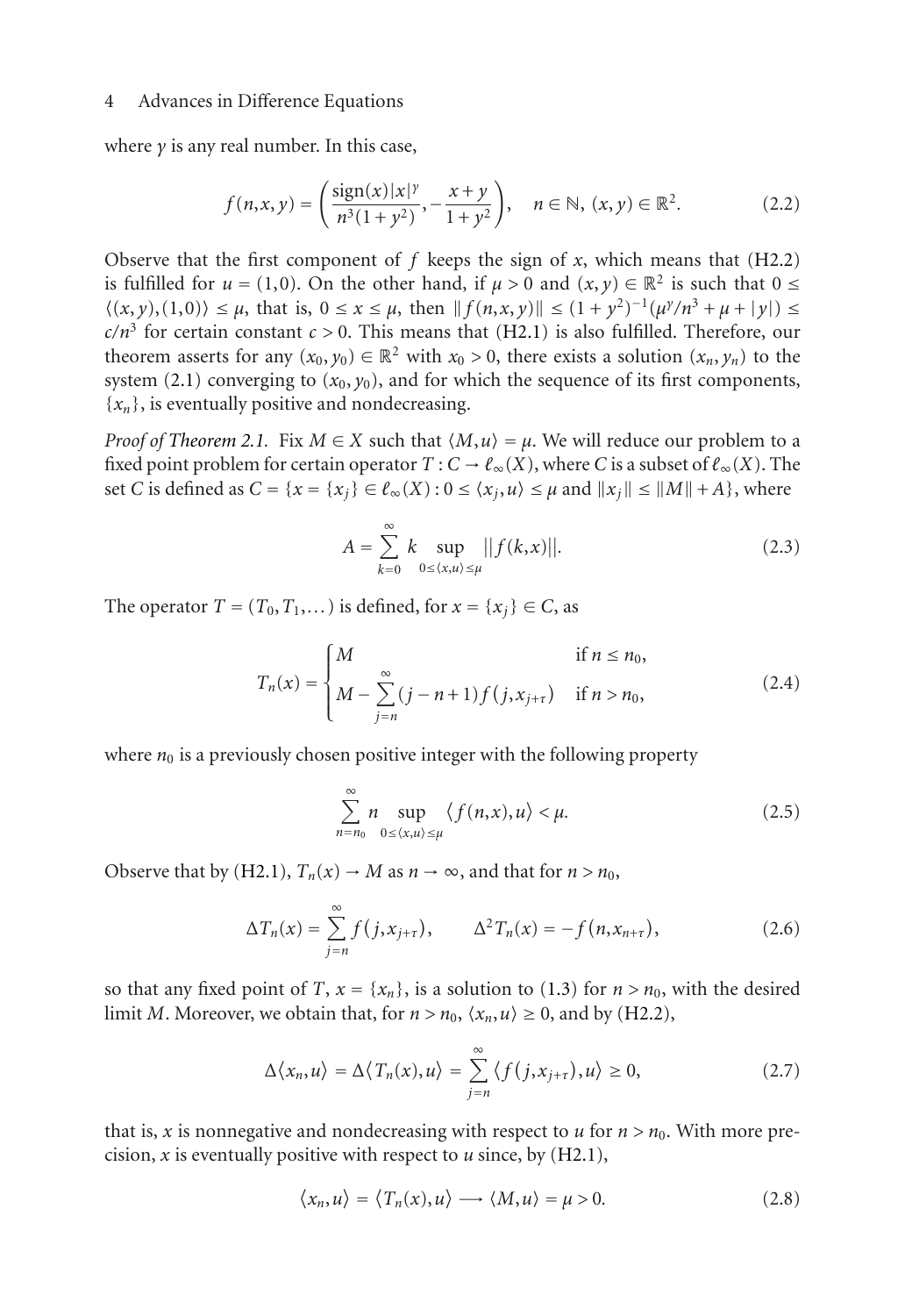where $\gamma$ is any real number. In this case,

$$f(n,x,y) = \left( \frac{\operatorname{sign}(x)|x|^{\gamma}}{n^3(1+y^2)}, -\frac{x+y}{1+y^2} \right), \quad n \in \mathbb{N},\ (x,y) \in \mathbb{R}^2. \tag{2.2}$$

Observe that the first component of $f$ keeps the sign of $x$, which means that (H2.2) is fulfilled for $u = (1,0)$. On the other hand, if $\mu > 0$ and $(x,y) \in \mathbb{R}^2$ is such that $0 \leq \langle (x,y),(1,0)\rangle \leq \mu$, that is, $0 \leq x \leq \mu$, then $\|f(n,x,y)\| \leq (1+y^2)^{-1}(\mu^{\gamma}/n^3 + \mu + |y|) \leq c/n^3$ for certain constant $c > 0$. This means that (H2.1) is also fulfilled. Therefore, our theorem asserts for any $(x_0,y_0) \in \mathbb{R}^2$ with $x_0 > 0$, there exists a solution $(x_n,y_n)$ to the system (2.1) converging to $(x_0,y_0)$, and for which the sequence of its first components, $\{x_n\}$, is eventually positive and nondecreasing.

*Proof of Theorem 2.1.* Fix $M \in X$ such that $\langle M,u\rangle = \mu$. We will reduce our problem to a fixed point problem for certain operator $T : C \to \ell_\infty(X)$, where $C$ is a subset of $\ell_\infty(X)$. The set $C$ is defined as $C = \{x = \{x_j\} \in \ell_\infty(X) : 0 \leq \langle x_j,u\rangle \leq \mu \text{ and } \|x_j\| \leq \|M\| + A\}$, where

$$A = \sum_{k=0}^{\infty} k \sup_{0 \leq \langle x,u\rangle \leq \mu} \|f(k,x)\|. \tag{2.3}$$

The operator $T = (T_0, T_1, \dots)$ is defined, for $x = \{x_j\} \in C$, as

$$T_n(x) = \begin{cases} M & \text{if } n \leq n_0, \\ M - \displaystyle\sum_{j=n}^{\infty} (j-n+1) f(j, x_{j+\tau}) & \text{if } n > n_0, \end{cases} \tag{2.4}$$

where $n_0$ is a previously chosen positive integer with the following property

$$\sum_{n=n_0}^{\infty} n \sup_{0 \leq \langle x,u\rangle \leq \mu} \langle f(n,x),u\rangle < \mu. \tag{2.5}$$

Observe that by (H2.1), $T_n(x) \to M$ as $n \to \infty$, and that for $n > n_0$,

$$\Delta T_n(x) = \sum_{j=n}^{\infty} f(j,x_{j+\tau}), \qquad \Delta^2 T_n(x) = -f(n,x_{n+\tau}), \tag{2.6}$$

so that any fixed point of $T$, $x = \{x_n\}$, is a solution to (1.3) for $n > n_0$, with the desired limit $M$. Moreover, we obtain that, for $n > n_0$, $\langle x_n,u\rangle \geq 0$, and by (H2.2),

$$\Delta\langle x_n,u\rangle = \Delta\langle T_n(x),u\rangle = \sum_{j=n}^{\infty} \langle f(j,x_{j+\tau}),u\rangle \geq 0, \tag{2.7}$$

that is, $x$ is nonnegative and nondecreasing with respect to $u$ for $n > n_0$. With more precision, $x$ is eventually positive with respect to $u$ since, by (H2.1),

$$\langle x_n,u\rangle = \langle T_n(x),u\rangle \longrightarrow \langle M,u\rangle = \mu > 0. \tag{2.8}$$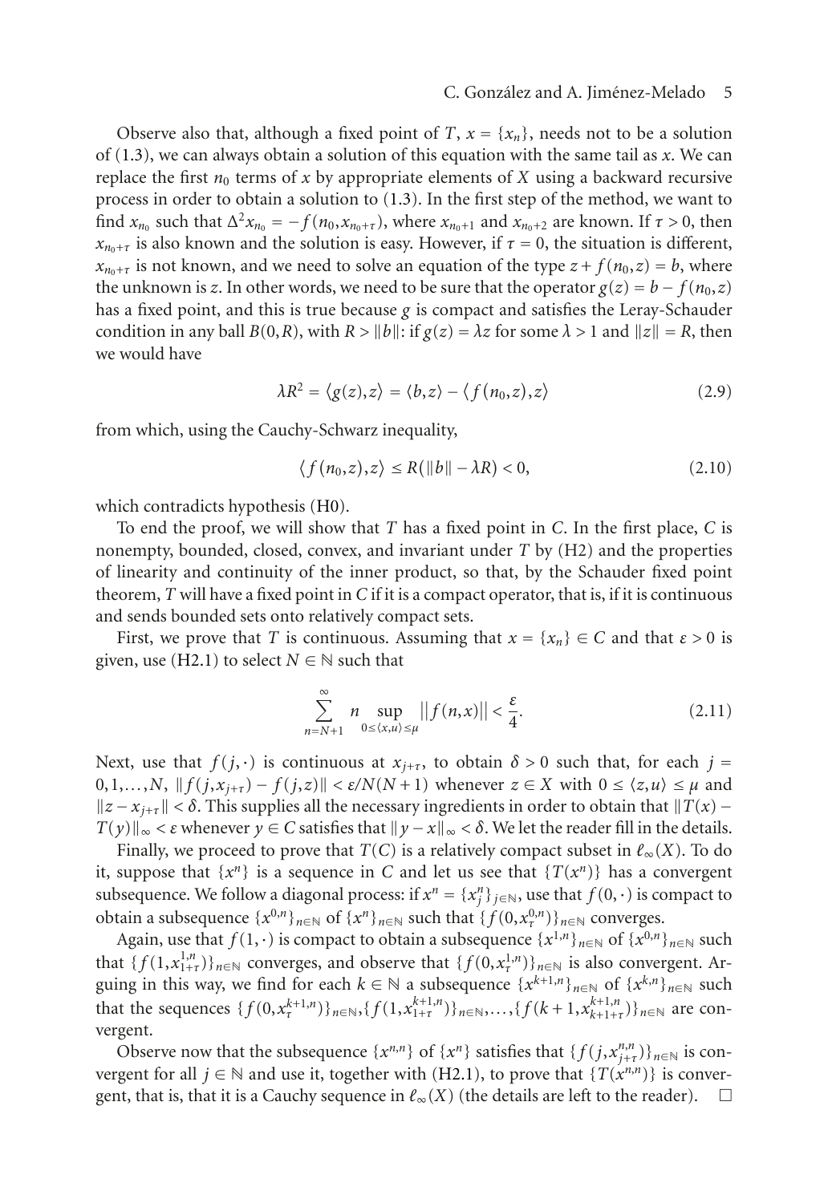Observe also that, although a fixed point of $T$, $x = \{x_n\}$, needs not to be a solution of (1.3), we can always obtain a solution of this equation with the same tail as $x$. We can replace the first $n_0$ terms of $x$ by appropriate elements of $X$ using a backward recursive process in order to obtain a solution to (1.3). In the first step of the method, we want to find $x_{n_0}$ such that $\Delta^2 x_{n_0} = -f(n_0, x_{n_0+\tau})$, where $x_{n_0+1}$ and $x_{n_0+2}$ are known. If $\tau > 0$, then $x_{n_0+\tau}$ is also known and the solution is easy. However, if $\tau = 0$, the situation is different, $x_{n_0+\tau}$ is not known, and we need to solve an equation of the type $z + f(n_0, z) = b$, where the unknown is $z$. In other words, we need to be sure that the operator $g(z) = b - f(n_0, z)$ has a fixed point, and this is true because $g$ is compact and satisfies the Leray-Schauder condition in any ball $B(0,R)$, with $R > \|b\|$: if $g(z) = \lambda z$ for some $\lambda > 1$ and $\|z\| = R$, then we would have

$$\lambda R^2 = \langle g(z), z\rangle = \langle b, z\rangle - \langle f(n_0, z), z\rangle \tag{2.9}$$

from which, using the Cauchy-Schwarz inequality,

$$\langle f(n_0, z), z\rangle \leq R(\|b\| - \lambda R) < 0, \tag{2.10}$$

which contradicts hypothesis (H0).

To end the proof, we will show that $T$ has a fixed point in $C$. In the first place, $C$ is nonempty, bounded, closed, convex, and invariant under $T$ by (H2) and the properties of linearity and continuity of the inner product, so that, by the Schauder fixed point theorem, $T$ will have a fixed point in $C$ if it is a compact operator, that is, if it is continuous and sends bounded sets onto relatively compact sets.

First, we prove that $T$ is continuous. Assuming that $x = \{x_n\} \in C$ and that $\varepsilon > 0$ is given, use (H2.1) to select $N \in \mathbb{N}$ such that

$$\sum_{n=N+1}^{\infty} n \sup_{0 \leq \langle x, u\rangle \leq \mu} \|f(n,x)\| < \frac{\varepsilon}{4}. \tag{2.11}$$

Next, use that $f(j,\cdot)$ is continuous at $x_{j+\tau}$, to obtain $\delta > 0$ such that, for each $j = 0, 1, \dots, N$, $\|f(j, x_{j+\tau}) - f(j,z)\| < \varepsilon/N(N+1)$ whenever $z \in X$ with $0 \leq \langle z, u\rangle \leq \mu$ and $\|z - x_{j+\tau}\| < \delta$. This supplies all the necessary ingredients in order to obtain that $\|T(x) - T(y)\|_\infty < \varepsilon$ whenever $y \in C$ satisfies that $\|y - x\|_\infty < \delta$. We let the reader fill in the details.

Finally, we proceed to prove that $T(C)$ is a relatively compact subset in $\ell_\infty(X)$. To do it, suppose that $\{x^n\}$ is a sequence in $C$ and let us see that $\{T(x^n)\}$ has a convergent subsequence. We follow a diagonal process: if $x^n = \{x^n_j\}_{j\in\mathbb{N}}$, use that $f(0,\cdot)$ is compact to obtain a subsequence $\{x^{0,n}\}_{n\in\mathbb{N}}$ of $\{x^n\}_{n\in\mathbb{N}}$ such that $\{f(0, x^{0,n}_\tau)\}_{n\in\mathbb{N}}$ converges.

Again, use that $f(1,\cdot)$ is compact to obtain a subsequence $\{x^{1,n}\}_{n\in\mathbb{N}}$ of $\{x^{0,n}\}_{n\in\mathbb{N}}$ such that $\{f(1, x^{1,n}_{1+\tau})\}_{n\in\mathbb{N}}$ converges, and observe that $\{f(0, x^{1,n}_\tau)\}_{n\in\mathbb{N}}$ is also convergent. Arguing in this way, we find for each $k \in \mathbb{N}$ a subsequence $\{x^{k+1,n}\}_{n\in\mathbb{N}}$ of $\{x^{k,n}\}_{n\in\mathbb{N}}$ such that the sequences $\{f(0, x^{k+1,n}_\tau)\}_{n\in\mathbb{N}}, \{f(1, x^{k+1,n}_{1+\tau})\}_{n\in\mathbb{N}}, \dots, \{f(k+1, x^{k+1,n}_{k+1+\tau})\}_{n\in\mathbb{N}}$ are convergent.

Observe now that the subsequence $\{x^{n,n}\}$ of $\{x^n\}$ satisfies that $\{f(j, x^{n,n}_{j+\tau})\}_{n\in\mathbb{N}}$ is convergent for all $j \in \mathbb{N}$ and use it, together with (H2.1), to prove that $\{T(x^{n,n})\}$ is convergent, that is, that it is a Cauchy sequence in $\ell_\infty(X)$ (the details are left to the reader). $\square$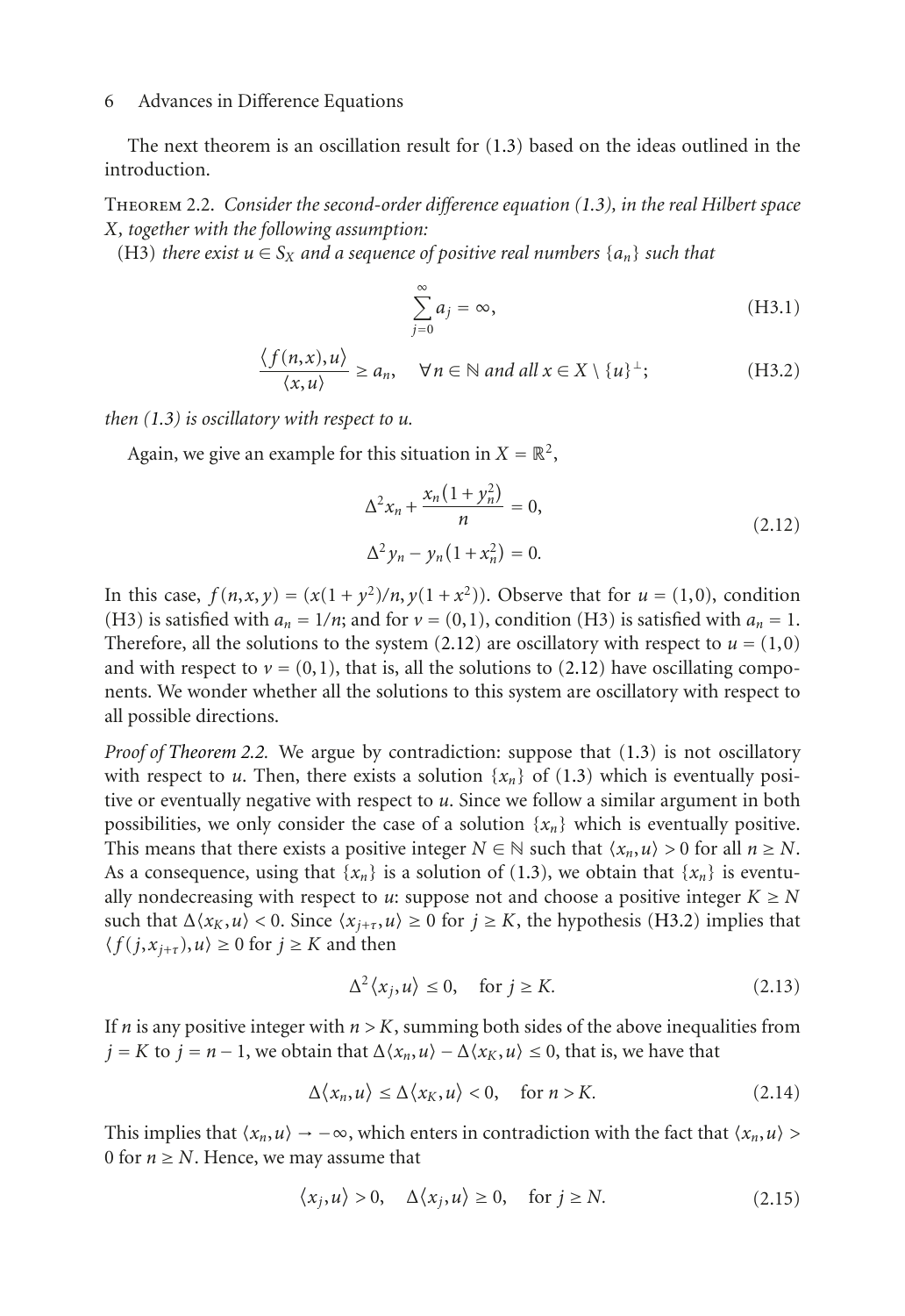The next theorem is an oscillation result for (1.3) based on the ideas outlined in the introduction.

Theorem 2.2. *Consider the second-order difference equation (1.3), in the real Hilbert space $X$, together with the following assumption:*

(H3) *there exist $u \in S_X$ and a sequence of positive real numbers $\{a_n\}$ such that*

$$\sum_{j=0}^{\infty} a_j = \infty, \tag{H3.1}$$

$$\frac{\langle f(n,x), u\rangle}{\langle x, u\rangle} \geq a_n, \quad \forall n \in \mathbb{N} \text{ and all } x \in X \setminus \{u\}^{\perp}; \tag{H3.2}$$

*then (1.3) is oscillatory with respect to $u$.*

Again, we give an example for this situation in $X = \mathbb{R}^2$,

$$\begin{aligned} \Delta^2 x_n + \frac{x_n(1+y_n^2)}{n} &= 0, \\ \Delta^2 y_n - y_n(1+x_n^2) &= 0. \end{aligned} \tag{2.12}$$

In this case, $f(n,x,y) = (x(1+y^2)/n, y(1+x^2))$. Observe that for $u = (1,0)$, condition (H3) is satisfied with $a_n = 1/n$; and for $v = (0,1)$, condition (H3) is satisfied with $a_n = 1$. Therefore, all the solutions to the system (2.12) are oscillatory with respect to $u = (1,0)$ and with respect to $v = (0,1)$, that is, all the solutions to (2.12) have oscillating components. We wonder whether all the solutions to this system are oscillatory with respect to all possible directions.

*Proof of Theorem 2.2.* We argue by contradiction: suppose that (1.3) is not oscillatory with respect to $u$. Then, there exists a solution $\{x_n\}$ of (1.3) which is eventually positive or eventually negative with respect to $u$. Since we follow a similar argument in both possibilities, we only consider the case of a solution $\{x_n\}$ which is eventually positive. This means that there exists a positive integer $N \in \mathbb{N}$ such that $\langle x_n, u\rangle > 0$ for all $n \geq N$. As a consequence, using that $\{x_n\}$ is a solution of (1.3), we obtain that $\{x_n\}$ is eventually nondecreasing with respect to $u$: suppose not and choose a positive integer $K \geq N$ such that $\Delta\langle x_K, u\rangle < 0$. Since $\langle x_{j+\tau}, u\rangle \geq 0$ for $j \geq K$, the hypothesis (H3.2) implies that $\langle f(j, x_{j+\tau}), u\rangle \geq 0$ for $j \geq K$ and then

$$\Delta^2\langle x_j, u\rangle \leq 0, \quad \text{for } j \geq K. \tag{2.13}$$

If $n$ is any positive integer with $n > K$, summing both sides of the above inequalities from $j = K$ to $j = n-1$, we obtain that $\Delta\langle x_n, u\rangle - \Delta\langle x_K, u\rangle \leq 0$, that is, we have that

$$\Delta\langle x_n, u\rangle \leq \Delta\langle x_K, u\rangle < 0, \quad \text{for } n > K. \tag{2.14}$$

This implies that $\langle x_n, u\rangle \to -\infty$, which enters in contradiction with the fact that $\langle x_n, u\rangle > 0$ for $n \geq N$. Hence, we may assume that

$$\langle x_j, u\rangle > 0, \quad \Delta\langle x_j, u\rangle \geq 0, \quad \text{for } j \geq N. \tag{2.15}$$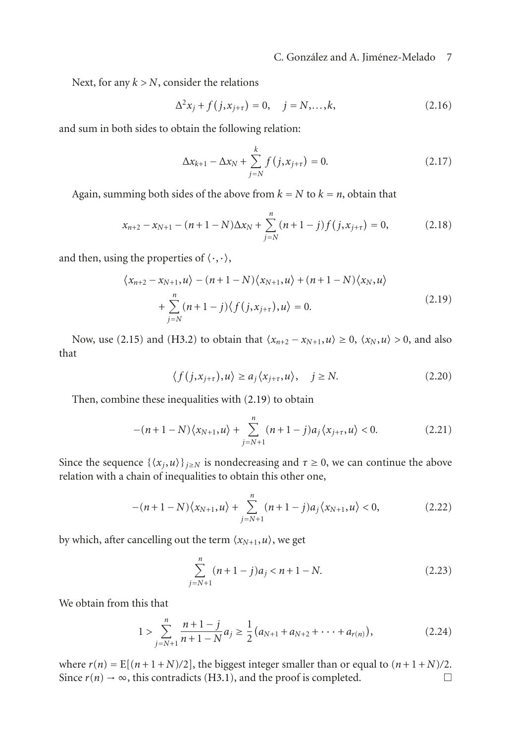Next, for any $k > N$, consider the relations

$$\Delta^2 x_j + f(j, x_{j+\tau}) = 0, \quad j = N, \ldots, k, \tag{2.16}$$

and sum in both sides to obtain the following relation:

$$\Delta x_{k+1} - \Delta x_N + \sum_{j=N}^{k} f(j, x_{j+\tau}) = 0. \tag{2.17}$$

Again, summing both sides of the above from $k = N$ to $k = n$, obtain that

$$x_{n+2} - x_{N+1} - (n+1-N)\Delta x_N + \sum_{j=N}^{n} (n+1-j) f(j, x_{j+\tau}) = 0, \tag{2.18}$$

and then, using the properties of $\langle \cdot, \cdot \rangle$,

$$\begin{aligned} \langle x_{n+2} - x_{N+1}, u \rangle &- (n+1-N)\langle x_{N+1}, u \rangle + (n+1-N)\langle x_N, u \rangle \\ &+ \sum_{j=N}^{n} (n+1-j) \langle f(j, x_{j+\tau}), u \rangle = 0. \end{aligned} \tag{2.19}$$

Now, use (2.15) and (H3.2) to obtain that $\langle x_{n+2} - x_{N+1}, u \rangle \geq 0$, $\langle x_N, u \rangle > 0$, and also that

$$\langle f(j, x_{j+\tau}), u \rangle \geq a_j \langle x_{j+\tau}, u \rangle, \quad j \geq N. \tag{2.20}$$

Then, combine these inequalities with (2.19) to obtain

$$-(n+1-N)\langle x_{N+1}, u \rangle + \sum_{j=N+1}^{n} (n+1-j) a_j \langle x_{j+\tau}, u \rangle < 0. \tag{2.21}$$

Since the sequence $\{\langle x_j, u \rangle\}_{j \geq N}$ is nondecreasing and $\tau \geq 0$, we can continue the above relation with a chain of inequalities to obtain this other one,

$$-(n+1-N)\langle x_{N+1}, u \rangle + \sum_{j=N+1}^{n} (n+1-j) a_j \langle x_{N+1}, u \rangle < 0, \tag{2.22}$$

by which, after cancelling out the term $\langle x_{N+1}, u \rangle$, we get

$$\sum_{j=N+1}^{n} (n+1-j) a_j < n+1-N. \tag{2.23}$$

We obtain from this that

$$1 > \sum_{j=N+1}^{n} \frac{n+1-j}{n+1-N} a_j \geq \frac{1}{2}\left(a_{N+1} + a_{N+2} + \cdots + a_{r(n)}\right), \tag{2.24}$$

where $r(n) = \mathrm{E}[(n+1+N)/2]$, the biggest integer smaller than or equal to $(n+1+N)/2$. Since $r(n) \to \infty$, this contradicts (H3.1), and the proof is completed. □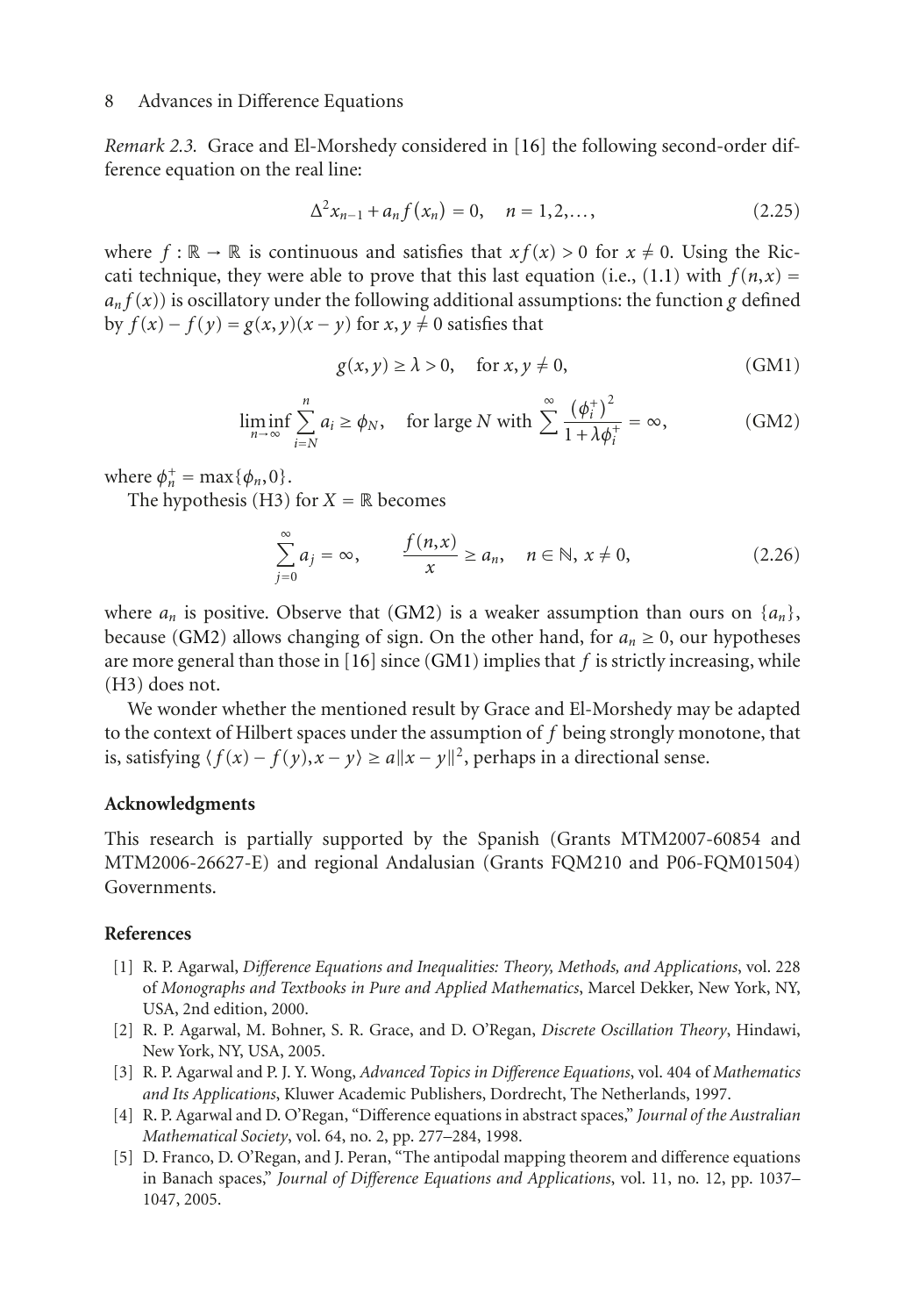*Remark 2.3.* Grace and El-Morshedy considered in [16] the following second-order difference equation on the real line:

$$\Delta^2 x_{n-1} + a_n f(x_n) = 0, \quad n = 1, 2, \ldots, \tag{2.25}$$

where $f : \mathbb{R} \to \mathbb{R}$ is continuous and satisfies that $xf(x) > 0$ for $x \neq 0$. Using the Riccati technique, they were able to prove that this last equation (i.e., (1.1) with $f(n,x) = a_n f(x)$) is oscillatory under the following additional assumptions: the function $g$ defined by $f(x) - f(y) = g(x,y)(x-y)$ for $x, y \neq 0$ satisfies that

$$g(x,y) \geq \lambda > 0, \quad \text{for } x, y \neq 0, \tag{GM1}$$

$$\liminf_{n\to\infty} \sum_{i=N}^{n} a_i \geq \phi_N, \quad \text{for large } N \text{ with } \sum^{\infty} \frac{(\phi_i^+)^2}{1 + \lambda \phi_i^+} = \infty, \tag{GM2}$$

where $\phi_n^+ = \max\{\phi_n, 0\}$.

The hypothesis (H3) for $X = \mathbb{R}$ becomes

$$\sum_{j=0}^{\infty} a_j = \infty, \qquad \frac{f(n,x)}{x} \geq a_n, \quad n \in \mathbb{N},\ x \neq 0, \tag{2.26}$$

where $a_n$ is positive. Observe that (GM2) is a weaker assumption than ours on $\{a_n\}$, because (GM2) allows changing of sign. On the other hand, for $a_n \geq 0$, our hypotheses are more general than those in [16] since (GM1) implies that $f$ is strictly increasing, while (H3) does not.

We wonder whether the mentioned result by Grace and El-Morshedy may be adapted to the context of Hilbert spaces under the assumption of $f$ being strongly monotone, that is, satisfying $\langle f(x) - f(y), x - y \rangle \geq a\|x - y\|^2$, perhaps in a directional sense.

## Acknowledgments

This research is partially supported by the Spanish (Grants MTM2007-60854 and MTM2006-26627-E) and regional Andalusian (Grants FQM210 and P06-FQM01504) Governments.

## References

[1] R. P. Agarwal, *Difference Equations and Inequalities: Theory, Methods, and Applications*, vol. 228 of *Monographs and Textbooks in Pure and Applied Mathematics*, Marcel Dekker, New York, NY, USA, 2nd edition, 2000.

[2] R. P. Agarwal, M. Bohner, S. R. Grace, and D. O'Regan, *Discrete Oscillation Theory*, Hindawi, New York, NY, USA, 2005.

[3] R. P. Agarwal and P. J. Y. Wong, *Advanced Topics in Difference Equations*, vol. 404 of *Mathematics and Its Applications*, Kluwer Academic Publishers, Dordrecht, The Netherlands, 1997.

[4] R. P. Agarwal and D. O'Regan, "Difference equations in abstract spaces," *Journal of the Australian Mathematical Society*, vol. 64, no. 2, pp. 277–284, 1998.

[5] D. Franco, D. O'Regan, and J. Peran, "The antipodal mapping theorem and difference equations in Banach spaces," *Journal of Difference Equations and Applications*, vol. 11, no. 12, pp. 1037–1047, 2005.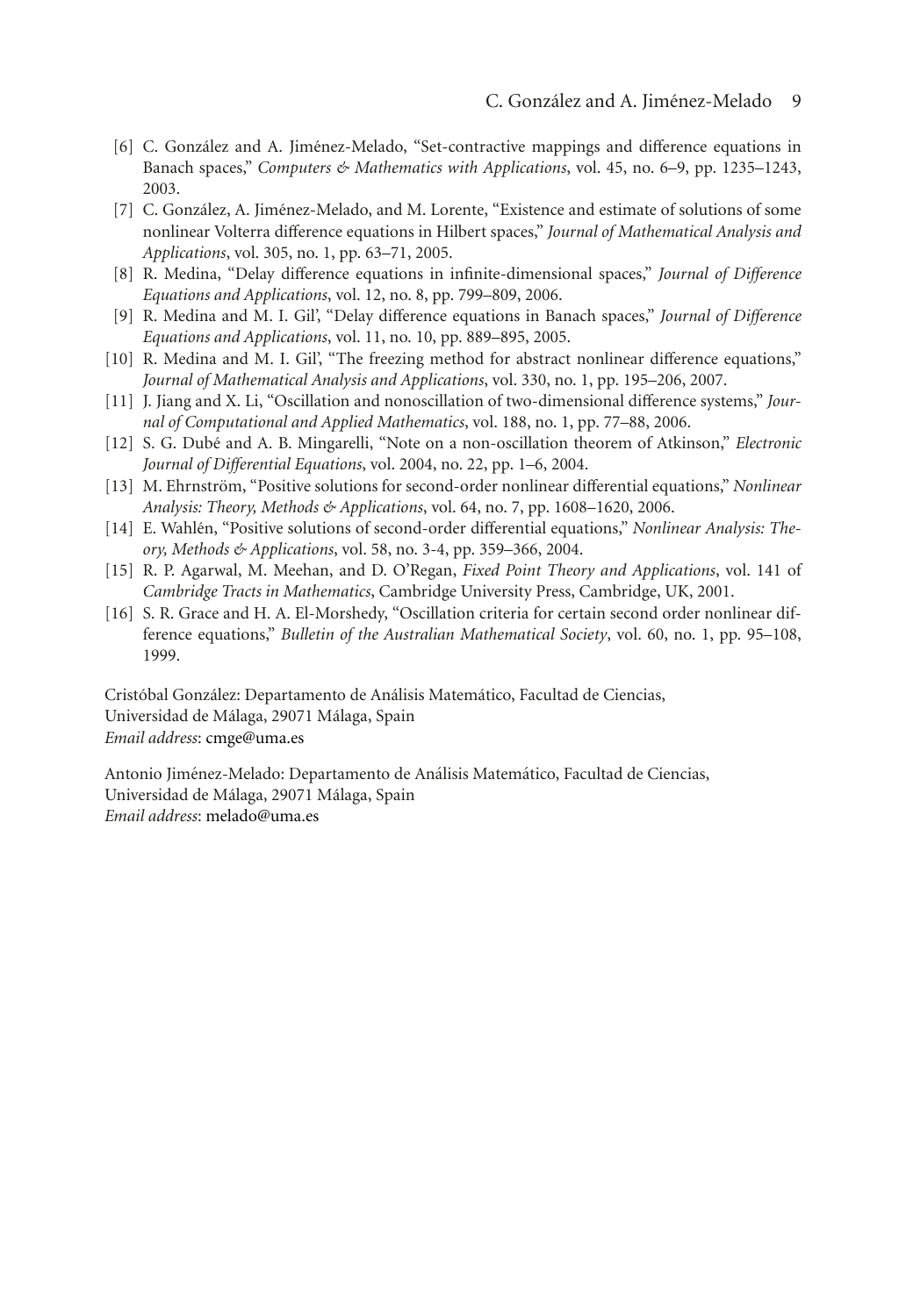[6] C. González and A. Jiménez-Melado, "Set-contractive mappings and difference equations in Banach spaces," *Computers & Mathematics with Applications*, vol. 45, no. 6–9, pp. 1235–1243, 2003.

[7] C. González, A. Jiménez-Melado, and M. Lorente, "Existence and estimate of solutions of some nonlinear Volterra difference equations in Hilbert spaces," *Journal of Mathematical Analysis and Applications*, vol. 305, no. 1, pp. 63–71, 2005.

[8] R. Medina, "Delay difference equations in infinite-dimensional spaces," *Journal of Difference Equations and Applications*, vol. 12, no. 8, pp. 799–809, 2006.

[9] R. Medina and M. I. Gil', "Delay difference equations in Banach spaces," *Journal of Difference Equations and Applications*, vol. 11, no. 10, pp. 889–895, 2005.

[10] R. Medina and M. I. Gil', "The freezing method for abstract nonlinear difference equations," *Journal of Mathematical Analysis and Applications*, vol. 330, no. 1, pp. 195–206, 2007.

[11] J. Jiang and X. Li, "Oscillation and nonoscillation of two-dimensional difference systems," *Journal of Computational and Applied Mathematics*, vol. 188, no. 1, pp. 77–88, 2006.

[12] S. G. Dubé and A. B. Mingarelli, "Note on a non-oscillation theorem of Atkinson," *Electronic Journal of Differential Equations*, vol. 2004, no. 22, pp. 1–6, 2004.

[13] M. Ehrnström, "Positive solutions for second-order nonlinear differential equations," *Nonlinear Analysis: Theory, Methods & Applications*, vol. 64, no. 7, pp. 1608–1620, 2006.

[14] E. Wahlén, "Positive solutions of second-order differential equations," *Nonlinear Analysis: Theory, Methods & Applications*, vol. 58, no. 3-4, pp. 359–366, 2004.

[15] R. P. Agarwal, M. Meehan, and D. O'Regan, *Fixed Point Theory and Applications*, vol. 141 of *Cambridge Tracts in Mathematics*, Cambridge University Press, Cambridge, UK, 2001.

[16] S. R. Grace and H. A. El-Morshedy, "Oscillation criteria for certain second order nonlinear difference equations," *Bulletin of the Australian Mathematical Society*, vol. 60, no. 1, pp. 95–108, 1999.

Cristóbal González: Departamento de Análisis Matemático, Facultad de Ciencias, Universidad de Málaga, 29071 Málaga, Spain
*Email address*: cmge@uma.es

Antonio Jiménez-Melado: Departamento de Análisis Matemático, Facultad de Ciencias, Universidad de Málaga, 29071 Málaga, Spain
*Email address*: melado@uma.es